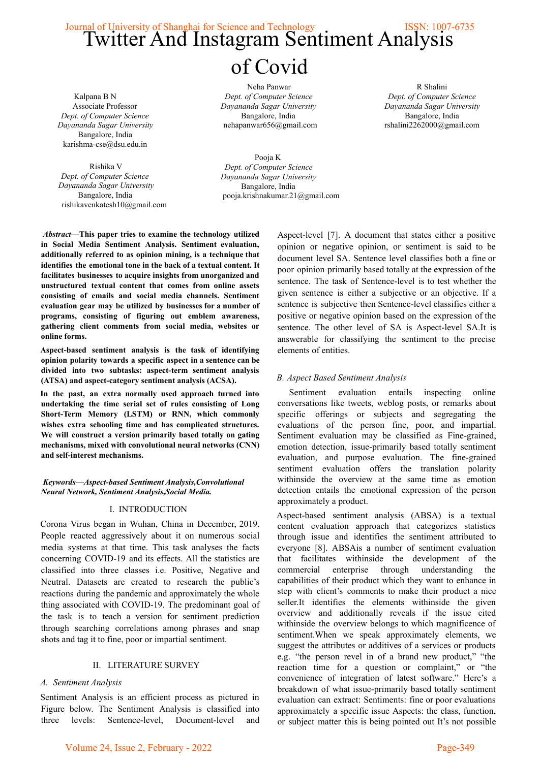# Twitter And Instagram Sentiment Analysis of Covid

Kalpana B N
Associate Professor
*Dept. of Computer Science*
*Dayananda Sagar University*
Bangalore, India
karishma-cse@dsu.edu.in

Neha Panwar
*Dept. of Computer Science*
*Dayananda Sagar University*
Bangalore, India
nehapanwar656@gmail.com

R Shalini
*Dept. of Computer Science*
*Dayananda Sagar University*
Bangalore, India
rshalini2262000@gmail.com

Rishika V
*Dept. of Computer Science*
*Dayananda Sagar University*
Bangalore, India
rishikavenkatesh10@gmail.com

Pooja K
*Dept. of Computer Science*
*Dayananda Sagar University*
Bangalore, India
pooja.krishnakumar.21@gmail.com

***Abstract*—This paper tries to examine the technology utilized in Social Media Sentiment Analysis. Sentiment evaluation, additionally referred to as opinion mining, is a technique that identifies the emotional tone in the back of a textual content. It facilitates businesses to acquire insights from unorganized and unstructured textual content that comes from online assets consisting of emails and social media channels. Sentiment evaluation gear may be utilized by businesses for a number of programs, consisting of figuring out emblem awareness, gathering client comments from social media, websites or online forms.**

**Aspect-based sentiment analysis is the task of identifying opinion polarity towards a specific aspect in a sentence can be divided into two subtasks: aspect-term sentiment analysis (ATSA) and aspect-category sentiment analysis (ACSA).**

**In the past, an extra normally used approach turned into undertaking the time serial set of rules consisting of Long Short-Term Memory (LSTM) or RNN, which commonly wishes extra schooling time and has complicated structures. We will construct a version primarily based totally on gating mechanisms, mixed with convolutional neural networks (CNN) and self-interest mechanisms.**

***Keywords—Aspect-based Sentiment Analysis,Convolutional Neural Network, Sentiment Analysis,Social Media.***

## I. INTRODUCTION

Corona Virus began in Wuhan, China in December, 2019. People reacted aggressively about it on numerous social media systems at that time. This task analyses the facts concerning COVID-19 and its effects. All the statistics are classified into three classes i.e. Positive, Negative and Neutral. Datasets are created to research the public's reactions during the pandemic and approximately the whole thing associated with COVID-19. The predominant goal of the task is to teach a version for sentiment prediction through searching correlations among phrases and snap shots and tag it to fine, poor or impartial sentiment.

## II. LITERATURE SURVEY

### *A. Sentiment Analysis*

Sentiment Analysis is an efficient process as pictured in Figure below. The Sentiment Analysis is classified into three levels: Sentence-level, Document-level and Aspect-level [7]. A document that states either a positive opinion or negative opinion, or sentiment is said to be document level SA. Sentence level classifies both a fine or poor opinion primarily based totally at the expression of the sentence. The task of Sentence-level is to test whether the given sentence is either a subjective or an objective. If a sentence is subjective then Sentence-level classifies either a positive or negative opinion based on the expression of the sentence. The other level of SA is Aspect-level SA.It is answerable for classifying the sentiment to the precise elements of entities.

### *B. Aspect Based Sentiment Analysis*

Sentiment evaluation entails inspecting online conversations like tweets, weblog posts, or remarks about specific offerings or subjects and segregating the evaluations of the person fine, poor, and impartial. Sentiment evaluation may be classified as Fine-grained, emotion detection, issue-primarily based totally sentiment evaluation, and purpose evaluation. The fine-grained sentiment evaluation offers the translation polarity withinside the overview at the same time as emotion detection entails the emotional expression of the person approximately a product.

Aspect-based sentiment analysis (ABSA) is a textual content evaluation approach that categorizes statistics through issue and identifies the sentiment attributed to everyone [8]. ABSAis a number of sentiment evaluation that facilitates withinside the development of the commercial enterprise through understanding the capabilities of their product which they want to enhance in step with client's comments to make their product a nice seller.It identifies the elements withinside the given overview and additionally reveals if the issue cited withinside the overview belongs to which magnificence of sentiment.When we speak approximately elements, we suggest the attributes or additives of a services or products e.g. "the person revel in of a brand new product," "the reaction time for a question or complaint," or "the convenience of integration of latest software." Here's a breakdown of what issue-primarily based totally sentiment evaluation can extract: Sentiments: fine or poor evaluations approximately a specific issue Aspects: the class, function, or subject matter this is being pointed out It's not possible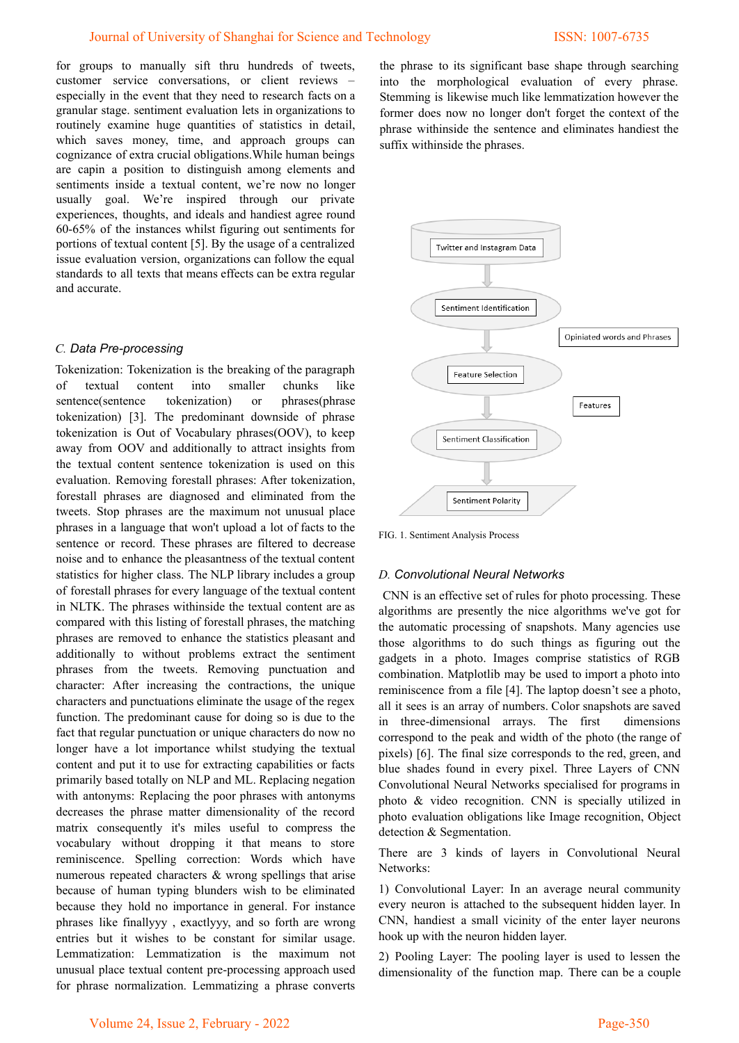for groups to manually sift thru hundreds of tweets, customer service conversations, or client reviews – especially in the event that they need to research facts on a granular stage. sentiment evaluation lets in organizations to routinely examine huge quantities of statistics in detail, which saves money, time, and approach groups can cognizance of extra crucial obligations.While human beings are capin a position to distinguish among elements and sentiments inside a textual content, we're now no longer usually goal. We're inspired through our private experiences, thoughts, and ideals and handiest agree round 60-65% of the instances whilst figuring out sentiments for portions of textual content [5]. By the usage of a centralized issue evaluation version, organizations can follow the equal standards to all texts that means effects can be extra regular and accurate.

### *C. Data Pre-processing*

Tokenization: Tokenization is the breaking of the paragraph of textual content into smaller chunks like sentence(sentence tokenization) or phrases(phrase tokenization) [3]. The predominant downside of phrase tokenization is Out of Vocabulary phrases(OOV), to keep away from OOV and additionally to attract insights from the textual content sentence tokenization is used on this evaluation. Removing forestall phrases: After tokenization, forestall phrases are diagnosed and eliminated from the tweets. Stop phrases are the maximum not unusual place phrases in a language that won't upload a lot of facts to the sentence or record. These phrases are filtered to decrease noise and to enhance the pleasantness of the textual content statistics for higher class. The NLP library includes a group of forestall phrases for every language of the textual content in NLTK. The phrases withinside the textual content are as compared with this listing of forestall phrases, the matching phrases are removed to enhance the statistics pleasant and additionally to without problems extract the sentiment phrases from the tweets. Removing punctuation and character: After increasing the contractions, the unique characters and punctuations eliminate the usage of the regex function. The predominant cause for doing so is due to the fact that regular punctuation or unique characters do now no longer have a lot importance whilst studying the textual content and put it to use for extracting capabilities or facts primarily based totally on NLP and ML. Replacing negation with antonyms: Replacing the poor phrases with antonyms decreases the phrase matter dimensionality of the record matrix consequently it's miles useful to compress the vocabulary without dropping it that means to store reminiscence. Spelling correction: Words which have numerous repeated characters & wrong spellings that arise because of human typing blunders wish to be eliminated because they hold no importance in general. For instance phrases like finallyyy , exactlyyy, and so forth are wrong entries but it wishes to be constant for similar usage. Lemmatization: Lemmatization is the maximum not unusual place textual content pre-processing approach used for phrase normalization. Lemmatizing a phrase converts the phrase to its significant base shape through searching into the morphological evaluation of every phrase. Stemming is likewise much like lemmatization however the former does now no longer don't forget the context of the phrase withinside the sentence and eliminates handiest the suffix withinside the phrases.

Twitter and Instagram Data → Sentiment Identification (Opiniated words and Phrases) → Feature Selection (Features) → Sentiment Classification → Sentiment Polarity

FIG. 1. Sentiment Analysis Process

### *D. Convolutional Neural Networks*

CNN is an effective set of rules for photo processing. These algorithms are presently the nice algorithms we've got for the automatic processing of snapshots. Many agencies use those algorithms to do such things as figuring out the gadgets in a photo. Images comprise statistics of RGB combination. Matplotlib may be used to import a photo into reminiscence from a file [4]. The laptop doesn't see a photo, all it sees is an array of numbers. Color snapshots are saved in three-dimensional arrays. The first dimensions correspond to the peak and width of the photo (the range of pixels) [6]. The final size corresponds to the red, green, and blue shades found in every pixel. Three Layers of CNN Convolutional Neural Networks specialised for programs in photo & video recognition. CNN is specially utilized in photo evaluation obligations like Image recognition, Object detection & Segmentation.

There are 3 kinds of layers in Convolutional Neural Networks:

1) Convolutional Layer: In an average neural community every neuron is attached to the subsequent hidden layer. In CNN, handiest a small vicinity of the enter layer neurons hook up with the neuron hidden layer.

2) Pooling Layer: The pooling layer is used to lessen the dimensionality of the function map. There can be a couple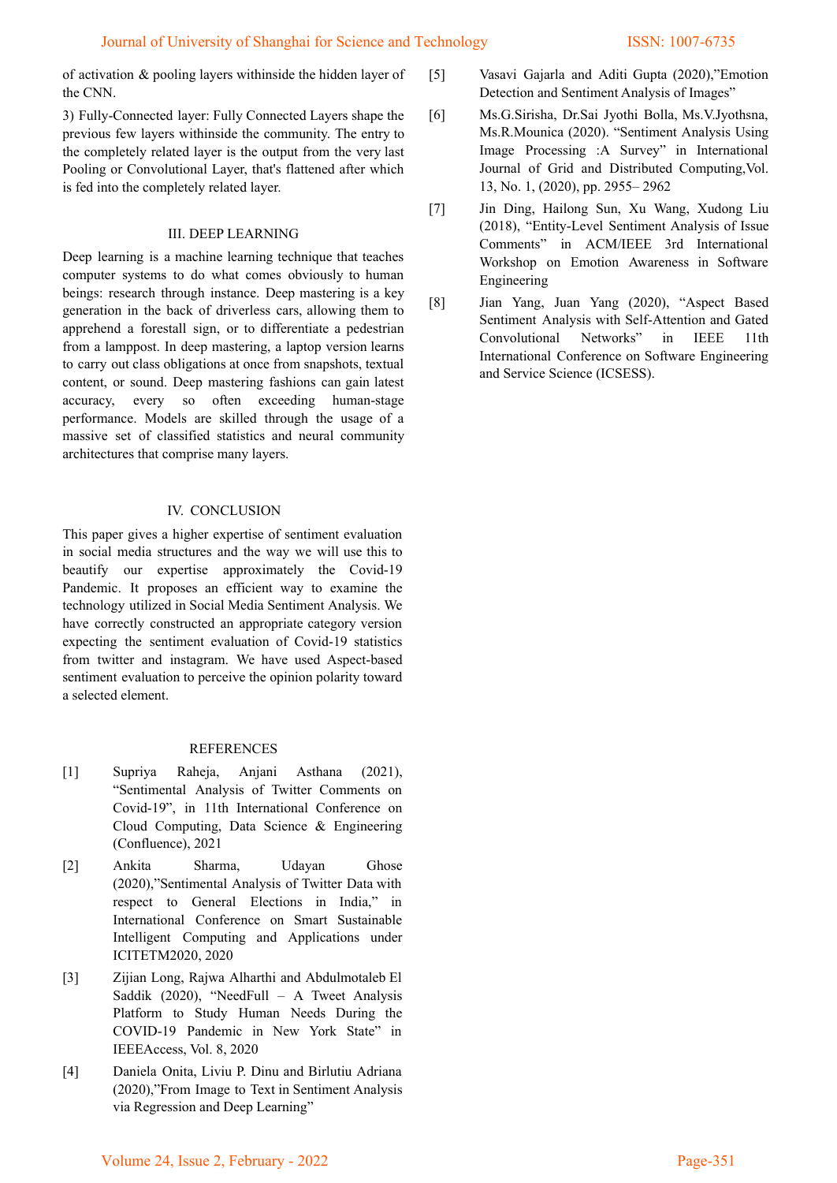of activation & pooling layers withinside the hidden layer of the CNN.

3) Fully-Connected layer: Fully Connected Layers shape the previous few layers withinside the community. The entry to the completely related layer is the output from the very last Pooling or Convolutional Layer, that's flattened after which is fed into the completely related layer.

## III. DEEP LEARNING

Deep learning is a machine learning technique that teaches computer systems to do what comes obviously to human beings: research through instance. Deep mastering is a key generation in the back of driverless cars, allowing them to apprehend a forestall sign, or to differentiate a pedestrian from a lamppost. In deep mastering, a laptop version learns to carry out class obligations at once from snapshots, textual content, or sound. Deep mastering fashions can gain latest accuracy, every so often exceeding human-stage performance. Models are skilled through the usage of a massive set of classified statistics and neural community architectures that comprise many layers.

## IV. CONCLUSION

This paper gives a higher expertise of sentiment evaluation in social media structures and the way we will use this to beautify our expertise approximately the Covid-19 Pandemic. It proposes an efficient way to examine the technology utilized in Social Media Sentiment Analysis. We have correctly constructed an appropriate category version expecting the sentiment evaluation of Covid-19 statistics from twitter and instagram. We have used Aspect-based sentiment evaluation to perceive the opinion polarity toward a selected element.

## REFERENCES

[1] Supriya Raheja, Anjani Asthana (2021), "Sentimental Analysis of Twitter Comments on Covid-19", in 11th International Conference on Cloud Computing, Data Science & Engineering (Confluence), 2021

[2] Ankita Sharma, Udayan Ghose (2020),"Sentimental Analysis of Twitter Data with respect to General Elections in India," in International Conference on Smart Sustainable Intelligent Computing and Applications under ICITETM2020, 2020

[3] Zijian Long, Rajwa Alharthi and Abdulmotaleb El Saddik (2020), "NeedFull – A Tweet Analysis Platform to Study Human Needs During the COVID-19 Pandemic in New York State" in IEEEAccess, Vol. 8, 2020

[4] Daniela Onita, Liviu P. Dinu and Birlutiu Adriana (2020),"From Image to Text in Sentiment Analysis via Regression and Deep Learning"

[5] Vasavi Gajarla and Aditi Gupta (2020),"Emotion Detection and Sentiment Analysis of Images"

[6] Ms.G.Sirisha, Dr.Sai Jyothi Bolla, Ms.V.Jyothsna, Ms.R.Mounica (2020). "Sentiment Analysis Using Image Processing :A Survey" in International Journal of Grid and Distributed Computing,Vol. 13, No. 1, (2020), pp. 2955– 2962

[7] Jin Ding, Hailong Sun, Xu Wang, Xudong Liu (2018), "Entity-Level Sentiment Analysis of Issue Comments" in ACM/IEEE 3rd International Workshop on Emotion Awareness in Software Engineering

[8] Jian Yang, Juan Yang (2020), "Aspect Based Sentiment Analysis with Self-Attention and Gated Convolutional Networks" in IEEE 11th International Conference on Software Engineering and Service Science (ICSESS).